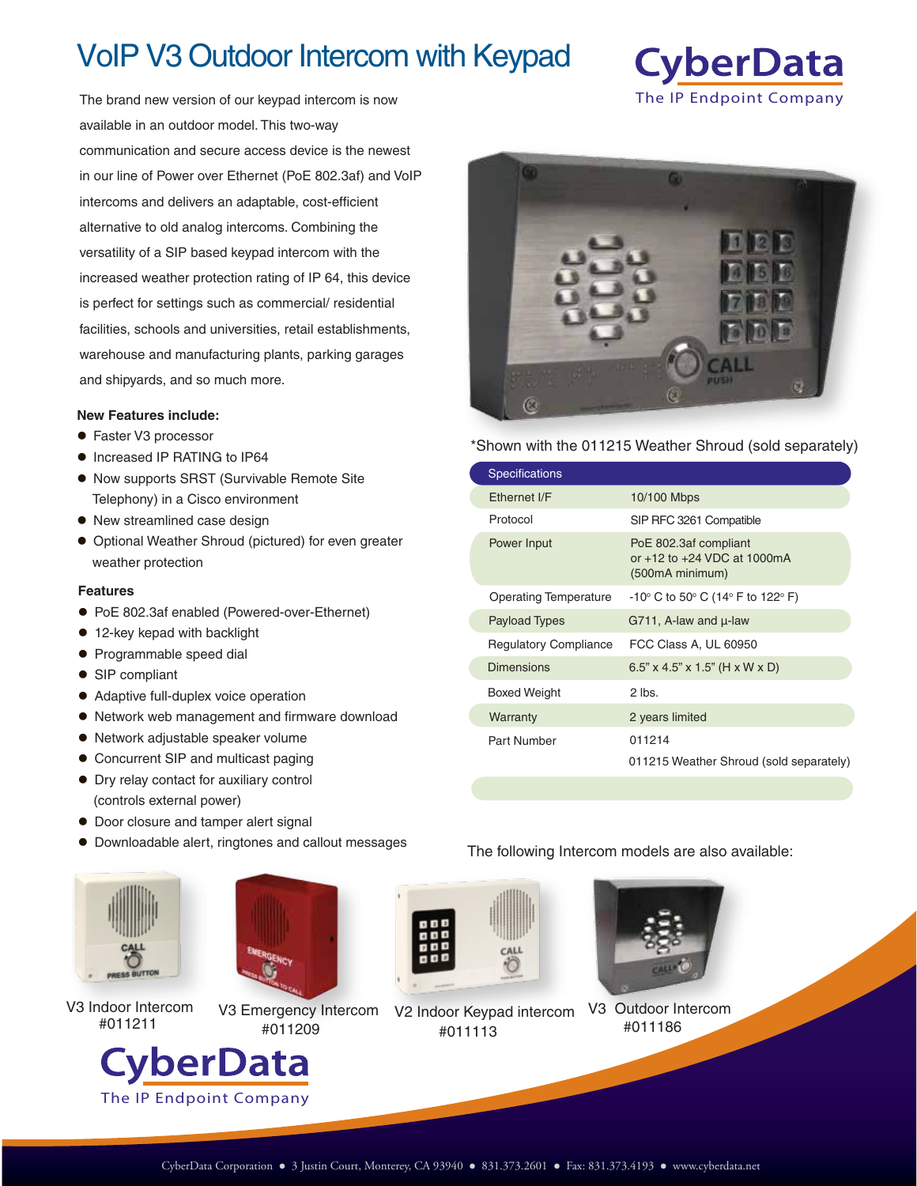# VoIP V3 Outdoor Intercom with Keypad

**CyberData**
The IP Endpoint Company

The brand new version of our keypad intercom is now available in an outdoor model. This two-way communication and secure access device is the newest in our line of Power over Ethernet (PoE 802.3af) and VoIP intercoms and delivers an adaptable, cost-efficient alternative to old analog intercoms. Combining the versatility of a SIP based keypad intercom with the increased weather protection rating of IP 64, this device is perfect for settings such as commercial/ residential facilities, schools and universities, retail establishments, warehouse and manufacturing plants, parking garages and shipyards, and so much more.

### New Features include:

- Faster V3 processor
- Increased IP RATING to IP64
- Now supports SRST (Survivable Remote Site Telephony) in a Cisco environment
- New streamlined case design
- Optional Weather Shroud (pictured) for even greater weather protection

### Features

- PoE 802.3af enabled (Powered-over-Ethernet)
- 12-key kepad with backlight
- Programmable speed dial
- SIP compliant
- Adaptive full-duplex voice operation
- Network web management and firmware download
- Network adjustable speaker volume
- Concurrent SIP and multicast paging
- Dry relay contact for auxiliary control (controls external power)
- Door closure and tamper alert signal
- Downloadable alert, ringtones and callout messages

*Shown with the 011215 Weather Shroud (sold separately)

| Specifications | |
|---|---|
| Ethernet I/F | 10/100 Mbps |
| Protocol | SIP RFC 3261 Compatible |
| Power Input | PoE 802.3af compliant or +12 to +24 VDC at 1000mA (500mA minimum) |
| Operating Temperature | -10° C to 50° C (14° F to 122° F) |
| Payload Types | G711, A-law and µ-law |
| Regulatory Compliance | FCC Class A, UL 60950 |
| Dimensions | 6.5" x 4.5" x 1.5" (H x W x D) |
| Boxed Weight | 2 lbs. |
| Warranty | 2 years limited |
| Part Number | 011214 |
| | 011215 Weather Shroud (sold separately) |

The following Intercom models are also available:

V3 Indoor Intercom #011211

V3 Emergency Intercom #011209

V2 Indoor Keypad intercom #011113

V3 Outdoor Intercom #011186

**CyberData**
The IP Endpoint Company

CyberData Corporation • 3 Justin Court, Monterey, CA 93940 • 831.373.2601 • Fax: 831.373.4193 • www.cyberdata.net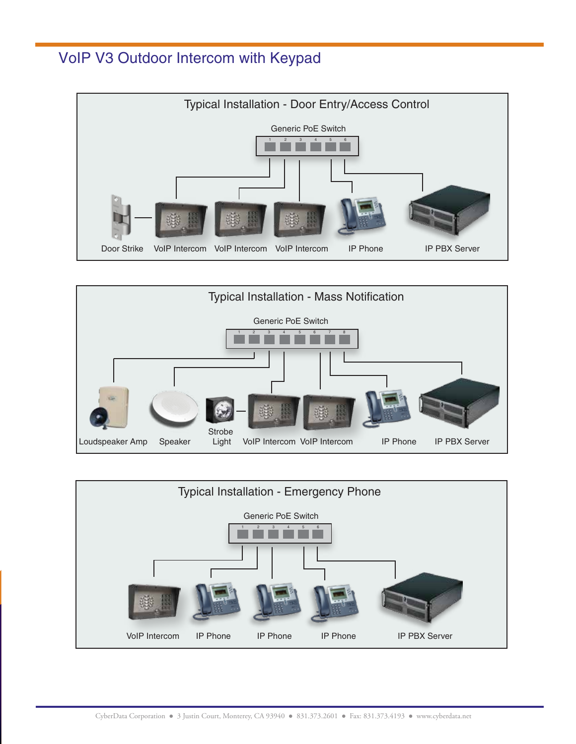# VoIP V3 Outdoor Intercom with Keypad

## Typical Installation - Door Entry/Access Control

Generic PoE Switch

1 2 3 4 5 6

Door Strike | VoIP Intercom | VoIP Intercom | VoIP Intercom | IP Phone | IP PBX Server

## Typical Installation - Mass Notification

Generic PoE Switch

1 2 3 4 5 6 7 8

Loudspeaker Amp | Speaker | Strobe Light | VoIP Intercom | VoIP Intercom | IP Phone | IP PBX Server

## Typical Installation - Emergency Phone

Generic PoE Switch

1 2 3 4 5 6

VoIP Intercom | IP Phone | IP Phone | IP Phone | IP PBX Server

CyberData Corporation • 3 Justin Court, Monterey, CA 93940 • 831.373.2601 • Fax: 831.373.4193 • www.cyberdata.net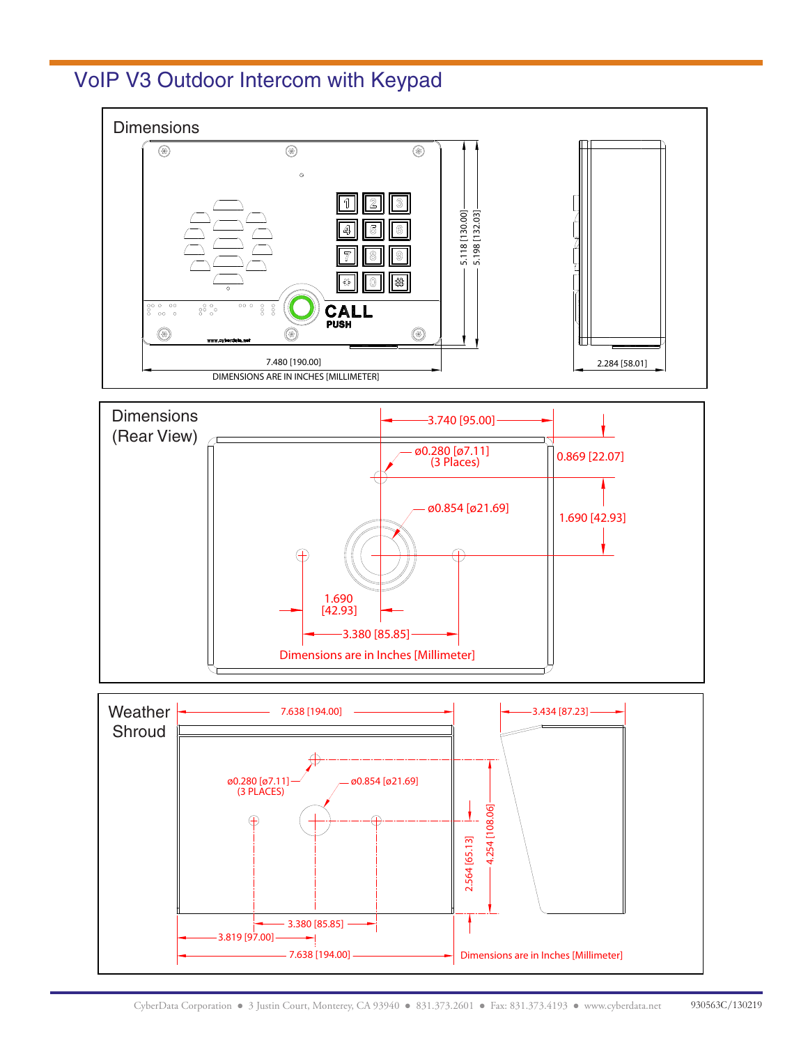# VoIP V3 Outdoor Intercom with Keypad

## Dimensions

1 2 3
4 5 6
7 8 9
\* 0 #

CALL
PUSH

www.cyberdata.net

5.118 [130.00]
5.198 [132.03]
7.480 [190.00]
2.284 [58.01]
DIMENSIONS ARE IN INCHES [MILLIMETER]

## Dimensions (Rear View)

3.740 [95.00]
ø0.280 [ø7.11]
(3 Places)
0.869 [22.07]
ø0.854 [ø21.69]
1.690 [42.93]
1.690
[42.93]
3.380 [85.85]
Dimensions are in Inches [Millimeter]

## Weather Shroud

7.638 [194.00]
3.434 [87.23]
ø0.280 [ø7.11]
(3 PLACES)
ø0.854 [ø21.69]
4.254 [108.06]
2.564 [65.13]
3.380 [85.85]
3.819 [97.00]
7.638 [194.00]
Dimensions are in Inches [Millimeter]

CyberData Corporation ● 3 Justin Court, Monterey, CA 93940 ● 831.373.2601 ● Fax: 831.373.4193 ● www.cyberdata.net

930563C/130219